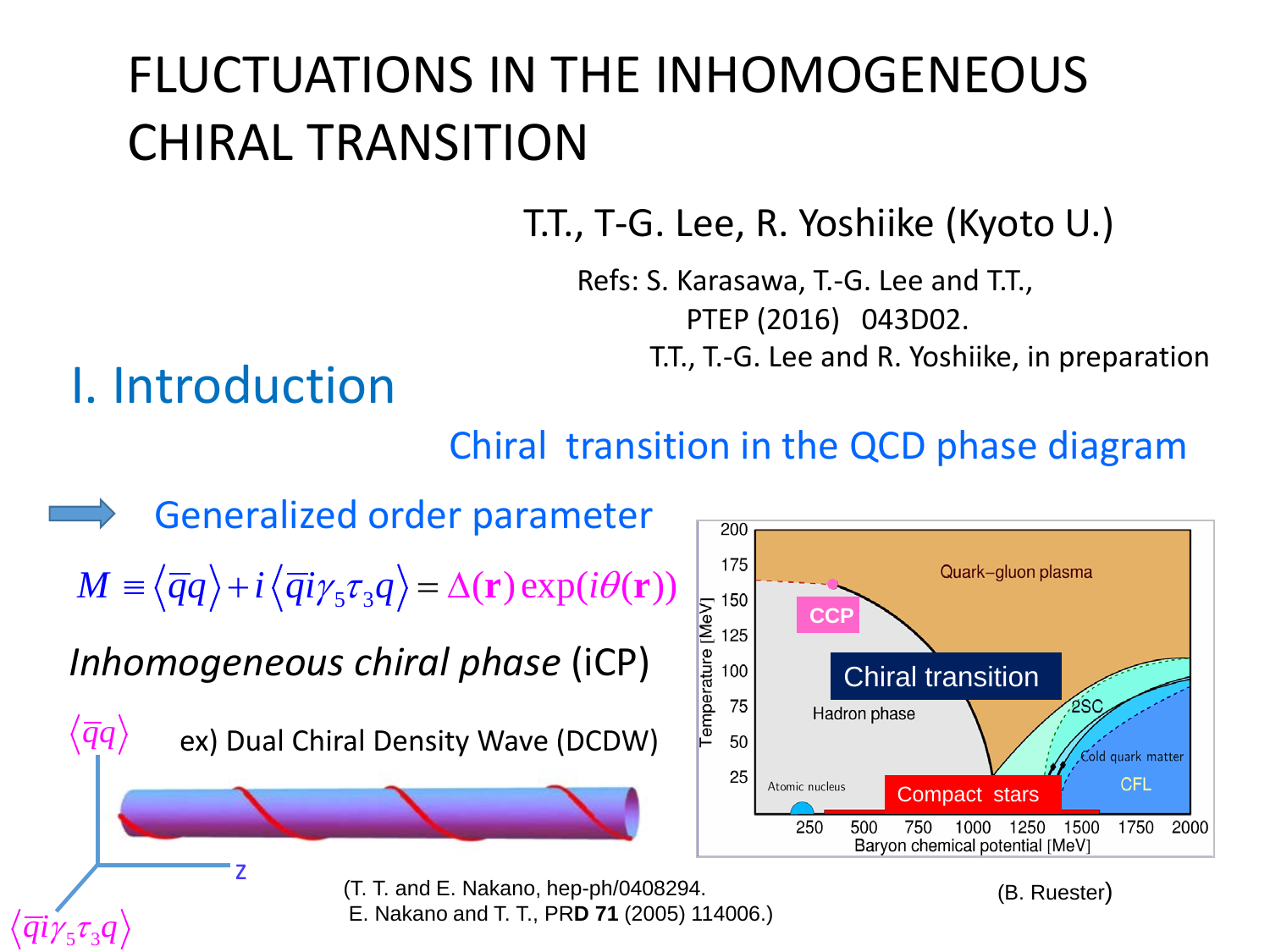# FLUCTUATIONS IN THE INHOMOGENEOUS CHIRAL TRANSITION

T.T., T-G. Lee, R. Yoshiike (Kyoto U.)

Refs: S. Karasawa, T.-G. Lee and T.T., PTEP (2016) 043D02.
T.T., T.-G. Lee and R. Yoshiike, in preparation

## I. Introduction

Chiral transition in the QCD phase diagram

→ Generalized order parameter

$$M \equiv \langle \bar{q}q \rangle + i \langle \bar{q} i\gamma_5 \tau_3 q \rangle = \Delta(\mathbf{r}) \exp(i\theta(\mathbf{r}))$$

*Inhomogeneous chiral phase* (iCP)

ex) Dual Chiral Density Wave (DCDW)

$\langle \bar{q}q \rangle$, $\langle \bar{q} i\gamma_5 \tau_3 q \rangle$, z

(T. T. and E. Nakano, hep-ph/0408294.
E. Nakano and T. T., PR**D 71** (2005) 114006.)

Temperature [MeV]: 200, 175, 150, 125, 100, 75, 50, 25

Baryon chemical potential [MeV]: 250, 500, 750, 1000, 1250, 1500, 1750, 2000

Quark–gluon plasma; CCP; Chiral transition; Hadron phase; 2SC; Cold quark matter; CFL; Atomic nucleus; Compact stars

(B. Ruester)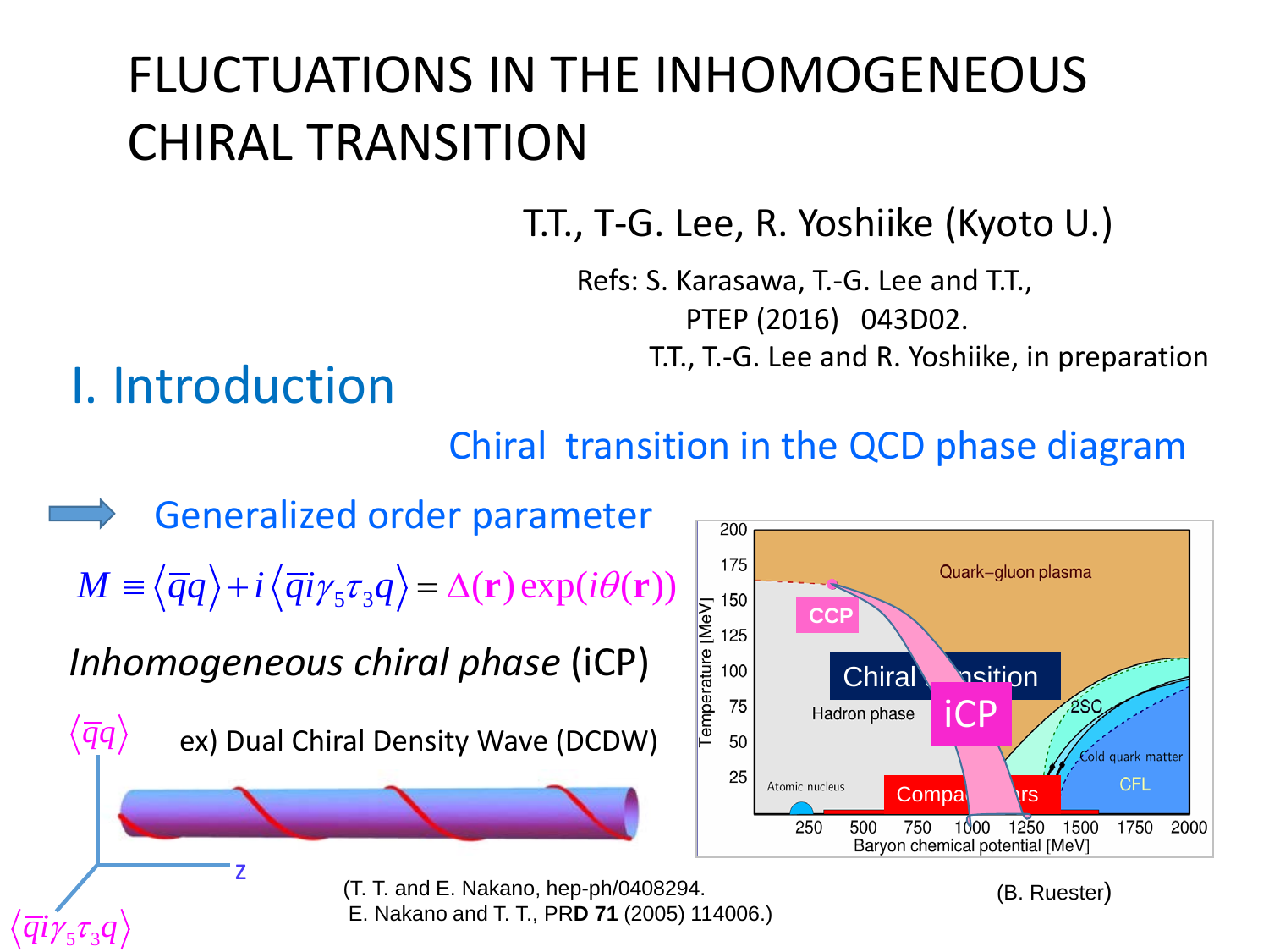# FLUCTUATIONS IN THE INHOMOGENEOUS CHIRAL TRANSITION

T.T., T-G. Lee, R. Yoshiike (Kyoto U.)

Refs: S. Karasawa, T.-G. Lee and T.T., PTEP (2016) 043D02.
T.T., T.-G. Lee and R. Yoshiike, in preparation

## I. Introduction

### Chiral transition in the QCD phase diagram

→ Generalized order parameter

$$M \equiv \langle \bar{q}q \rangle + i \langle \bar{q} i \gamma_5 \tau_3 q \rangle = \Delta(\mathbf{r}) \exp(i\theta(\mathbf{r}))$$

*Inhomogeneous chiral phase* (iCP)

ex) Dual Chiral Density Wave (DCDW)

$\langle \bar{q}q \rangle$, $\langle \bar{q} i \gamma_5 \tau_3 q \rangle$, z

(T. T. and E. Nakano, hep-ph/0408294.
E. Nakano and T. T., PR**D 71** (2005) 114006.)

Quark-gluon plasma; CCP; Chiral transition; iCP; Hadron phase; 2SC; Cold quark matter; CFL; Atomic nucleus; Compact stars

Temperature [MeV]: 25, 50, 75, 100, 125, 150, 175, 200

Baryon chemical potential [MeV]: 250, 500, 750, 1000, 1250, 1500, 1750, 2000

(B. Ruester)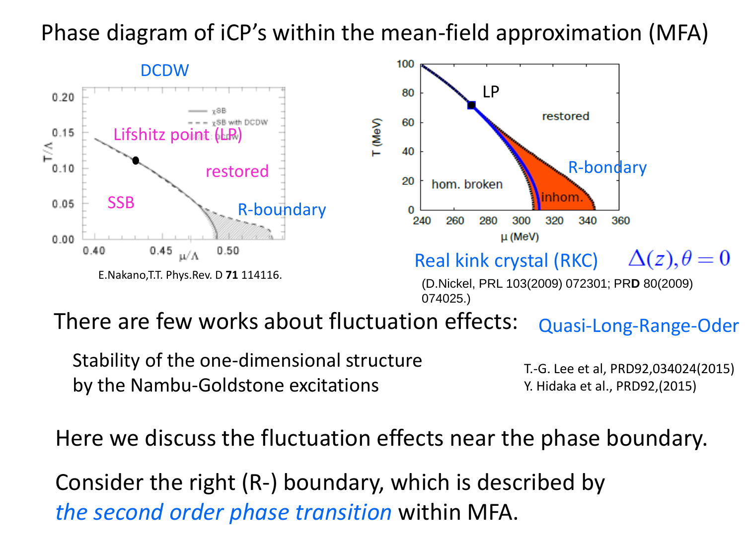# Phase diagram of iCP's within the mean-field approximation (MFA)

DCDW

Lifshitz point (LP)

restored

SSB

R-boundary

E.Nakano,T.T. Phys.Rev. D **71** 114116.

LP

restored

R-bondary

hom. broken

inhom.

Real kink crystal (RKC) $\Delta(z), \theta = 0$

(D.Nickel, PRL 103(2009) 072301; PR**D** 80(2009) 074025.)

There are few works about fluctuation effects: Quasi-Long-Range-Oder

Stability of the one-dimensional structure by the Nambu-Goldstone excitations

T.-G. Lee et al, PRD92,034024(2015)
Y. Hidaka et al., PRD92,(2015)

Here we discuss the fluctuation effects near the phase boundary.

Consider the right (R-) boundary, which is described by *the second order phase transition* within MFA.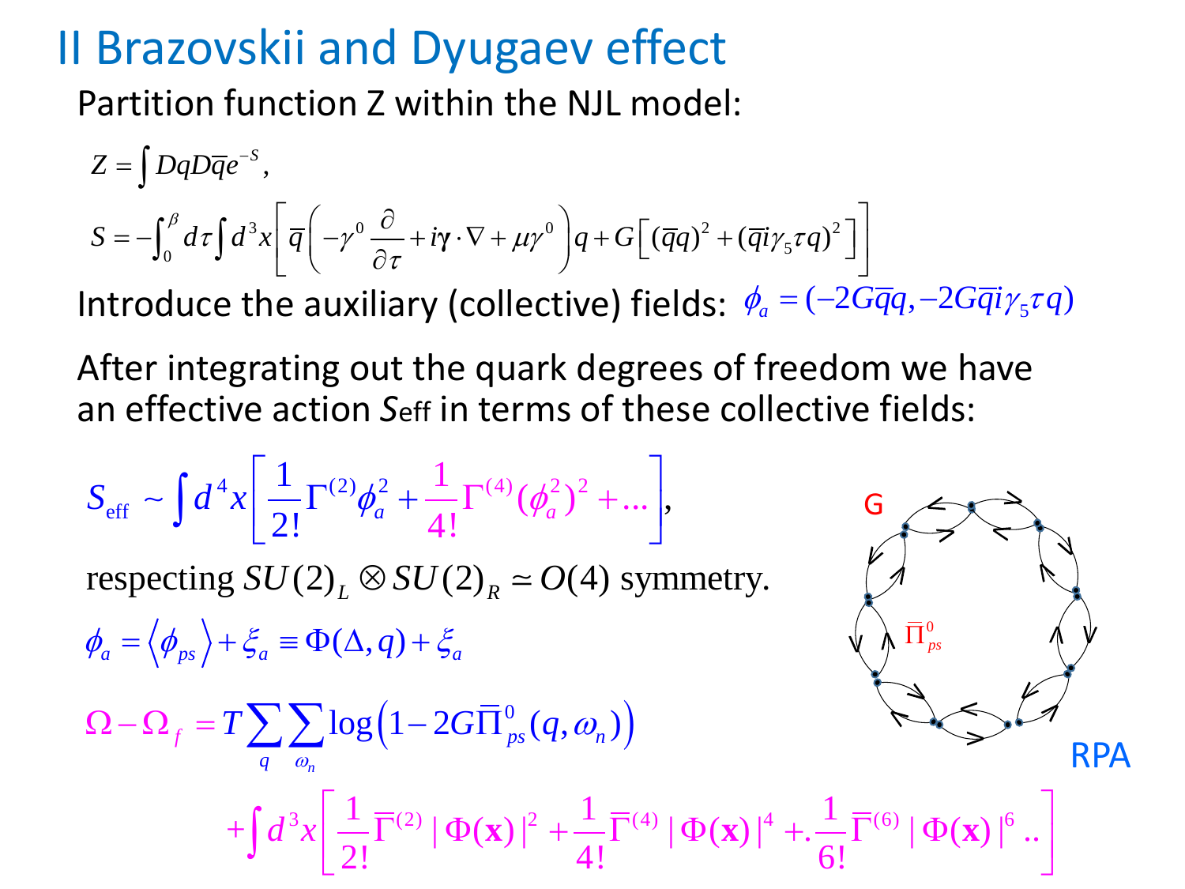# II Brazovskii and Dyugaev effect

Partition function Z within the NJL model:

$$Z = \int Dq D\bar{q} e^{-S},$$

$$S = -\int_0^\beta d\tau \int d^3x \left[ \bar{q}\left( -\gamma^0 \frac{\partial}{\partial \tau} + i\boldsymbol{\gamma} \cdot \nabla + \mu \gamma^0 \right) q + G\left[ (\bar{q}q)^2 + (\bar{q}i\gamma_5 \tau q)^2 \right] \right]$$

Introduce the auxiliary (collective) fields: $\phi_a = (-2G\bar{q}q, -2G\bar{q}i\gamma_5 \tau q)$

After integrating out the quark degrees of freedom we have an effective action $S$eff in terms of these collective fields:

$$S_{\text{eff}} \sim \int d^4x \left[ \frac{1}{2!}\Gamma^{(2)}\phi_a^2 + \frac{1}{4!}\Gamma^{(4)}(\phi_a^2)^2 + \ldots \right],$$

respecting $SU(2)_L \otimes SU(2)_R \simeq O(4)$ symmetry.

$$\phi_a = \left\langle \phi_{ps} \right\rangle + \xi_a \equiv \Phi(\Delta, q) + \xi_a$$

$$\Omega - \Omega_f = T \sum_q \sum_{\omega_n} \log\left(1 - 2G\bar{\Pi}_{ps}^0(q, \omega_n)\right)$$

$$+ \int d^3x \left[ \frac{1}{2!}\bar{\Gamma}^{(2)} |\Phi(\mathbf{x})|^2 + \frac{1}{4!}\bar{\Gamma}^{(4)} |\Phi(\mathbf{x})|^4 +. \frac{1}{6!}\bar{\Gamma}^{(6)} |\Phi(\mathbf{x})|^6 .. \right]$$

G

$\bar{\Pi}_{ps}^0$

RPA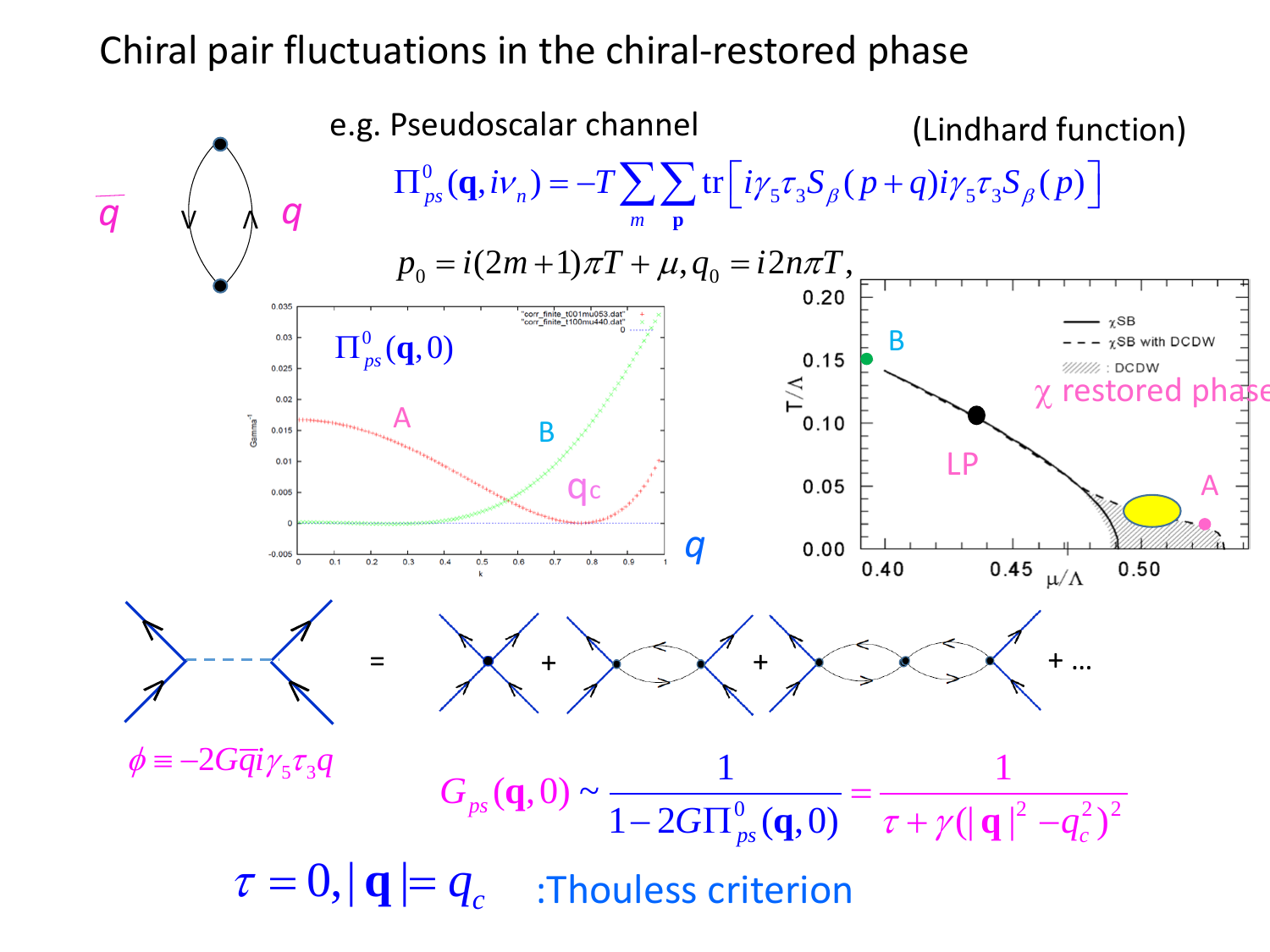# Chiral pair fluctuations in the chiral-restored phase

e.g. Pseudoscalar channel (Lindhard function)

$$\Pi^0_{ps}(\mathbf{q}, i\nu_n) = -T\sum_m \sum_{\mathbf{p}} \mathrm{tr}\left[i\gamma_5\tau_3 S_\beta(p+q) i\gamma_5\tau_3 S_\beta(p)\right]$$

$$p_0 = i(2m+1)\pi T + \mu, q_0 = i2n\pi T,$$

$\bar{q}$ $q$

$\Pi^0_{ps}(\mathbf{q}, 0)$

A B $q_c$ $q$

B LP A $\chi$ restored phase

$\phi \equiv -2G\bar{q}i\gamma_5\tau_3 q$

$$G_{ps}(\mathbf{q}, 0) \sim \frac{1}{1-2G\Pi^0_{ps}(\mathbf{q}, 0)} = \frac{1}{\tau + \gamma(|\mathbf{q}|^2 - q_c^2)^2}$$

$\tau = 0, |\mathbf{q}| = q_c$ :Thouless criterion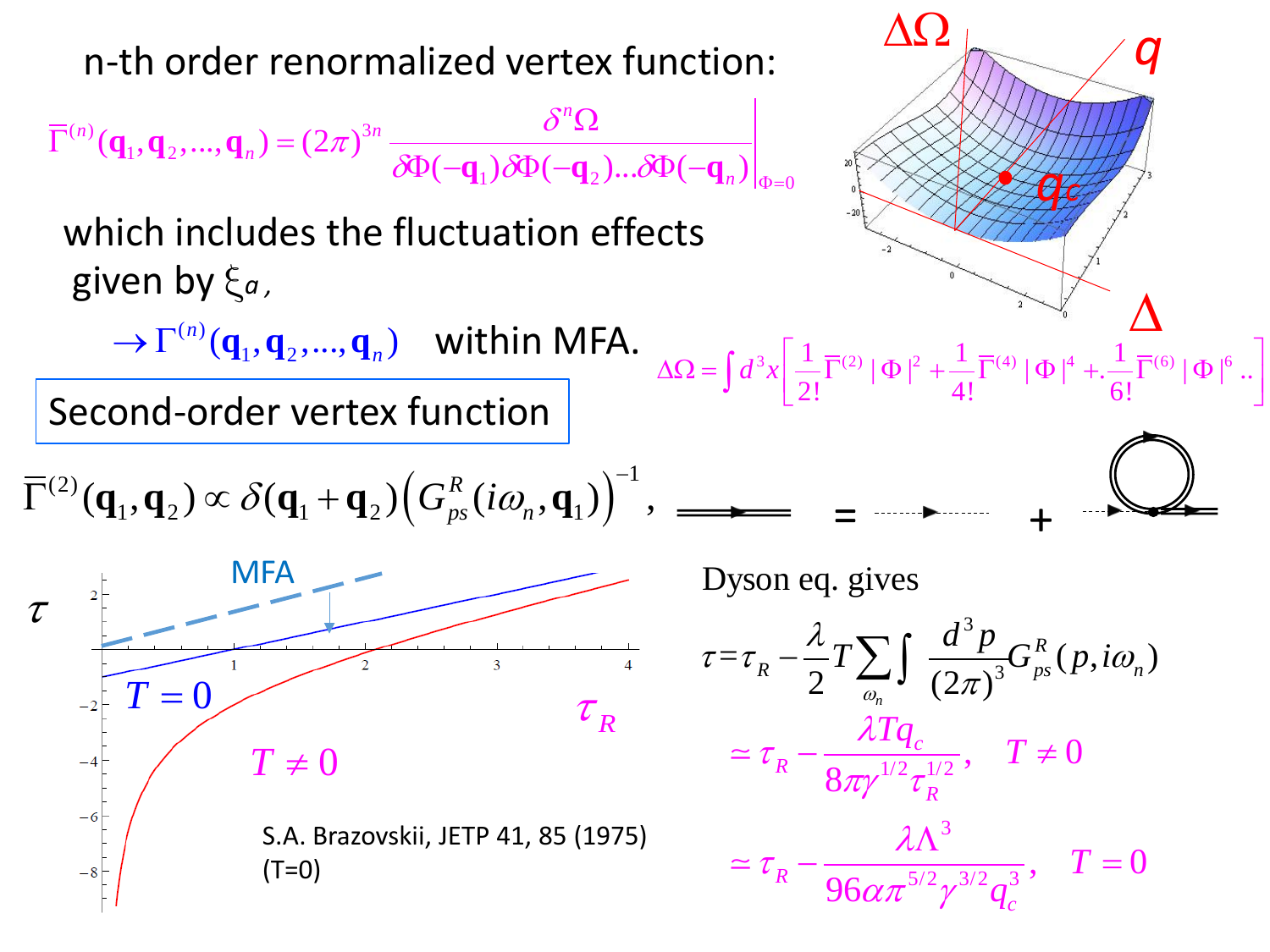n-th order renormalized vertex function:

$$\bar{\Gamma}^{(n)}(\mathbf{q}_1, \mathbf{q}_2, \ldots, \mathbf{q}_n) = (2\pi)^{3n} \left. \frac{\delta^n \Omega}{\delta\Phi(-\mathbf{q}_1)\delta\Phi(-\mathbf{q}_2)\ldots\delta\Phi(-\mathbf{q}_n)} \right|_{\Phi=0}$$

which includes the fluctuation effects given by $\xi_a$,

$\rightarrow \Gamma^{(n)}(\mathbf{q}_1, \mathbf{q}_2, \ldots, \mathbf{q}_n)$ within MFA.

$\Delta\Omega$, $q$, $q_c$, $\Delta$

$$\Delta\Omega = \int d^3x \left[ \frac{1}{2!}\bar{\Gamma}^{(2)} |\Phi|^2 + \frac{1}{4!}\bar{\Gamma}^{(4)} |\Phi|^4 + \frac{1}{6!}\bar{\Gamma}^{(6)} |\Phi|^6 \ldots \right]$$

## Second-order vertex function

$$\bar{\Gamma}^{(2)}(\mathbf{q}_1, \mathbf{q}_2) \propto \delta(\mathbf{q}_1 + \mathbf{q}_2)\left(G_{ps}^R(i\omega_n, \mathbf{q}_1)\right)^{-1},$$

MFA

$\tau$, $T = 0$, $T \neq 0$, $\tau_R$

S.A. Brazovskii, JETP 41, 85 (1975) (T=0)

Dyson eq. gives

$$\tau = \tau_R - \frac{\lambda}{2} T \sum_{\omega_n} \int \frac{d^3p}{(2\pi)^3} G_{ps}^R(p, i\omega_n)$$

$$\simeq \tau_R - \frac{\lambda T q_c}{8\pi\gamma^{1/2}\tau_R^{1/2}}, \quad T \neq 0$$

$$\simeq \tau_R - \frac{\lambda \Lambda^3}{96\alpha\pi^{5/2}\gamma^{3/2}q_c^3}, \quad T = 0$$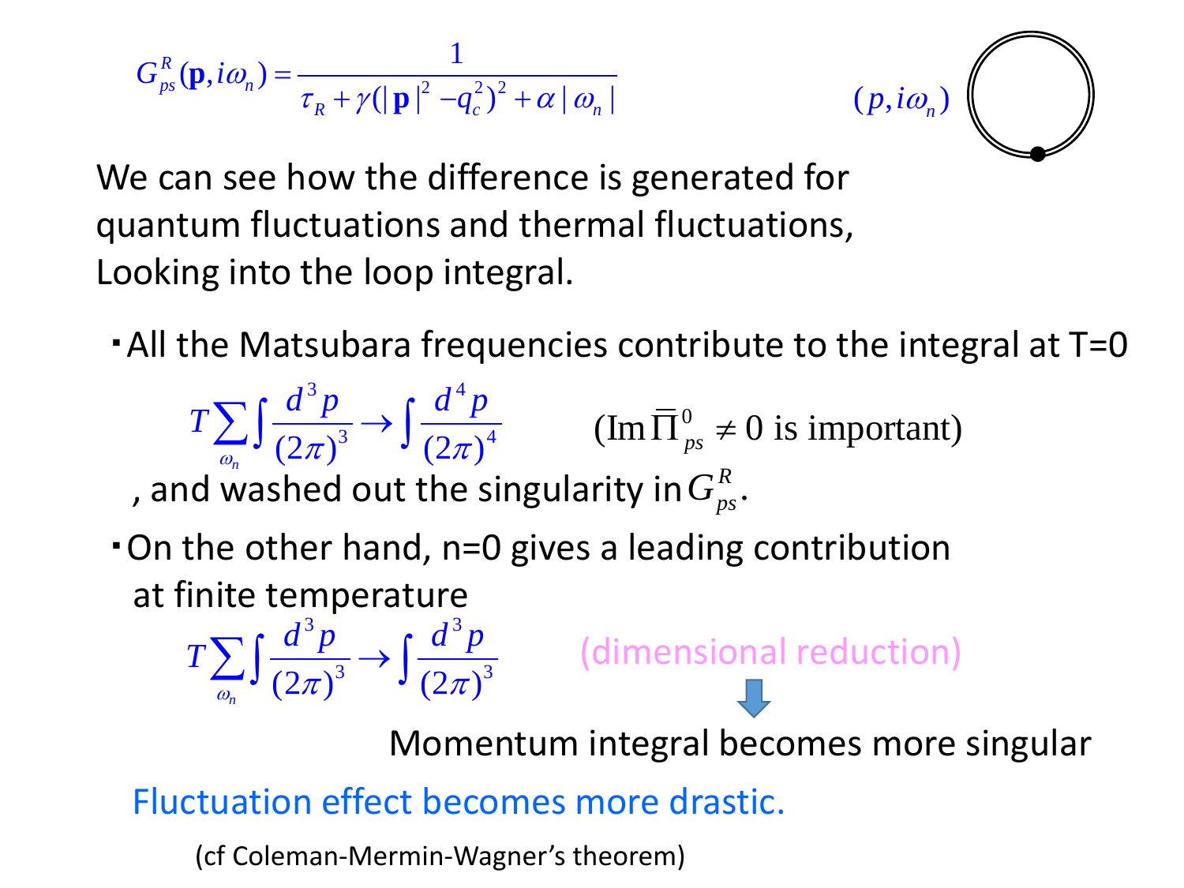$$G^R_{ps}(\mathbf{p}, i\omega_n) = \frac{1}{\tau_R + \gamma(|\mathbf{p}|^2 - q_c^2)^2 + \alpha|\omega_n|}$$

$(p, i\omega_n)$

We can see how the difference is generated for quantum fluctuations and thermal fluctuations, Looking into the loop integral.

- All the Matsubara frequencies contribute to the integral at T=0

$$T\sum_{\omega_n}\int\frac{d^3p}{(2\pi)^3} \rightarrow \int\frac{d^4p}{(2\pi)^4} \qquad (\mathrm{Im}\,\overline{\Pi}^0_{ps} \neq 0 \text{ is important})$$

, and washed out the singularity in $G^R_{ps}$.

- On the other hand, n=0 gives a leading contribution at finite temperature

$$T\sum_{\omega_n}\int\frac{d^3p}{(2\pi)^3} \rightarrow \int\frac{d^3p}{(2\pi)^3} \qquad \text{(dimensional reduction)}$$

Momentum integral becomes more singular

Fluctuation effect becomes more drastic.

(cf Coleman-Mermin-Wagner's theorem)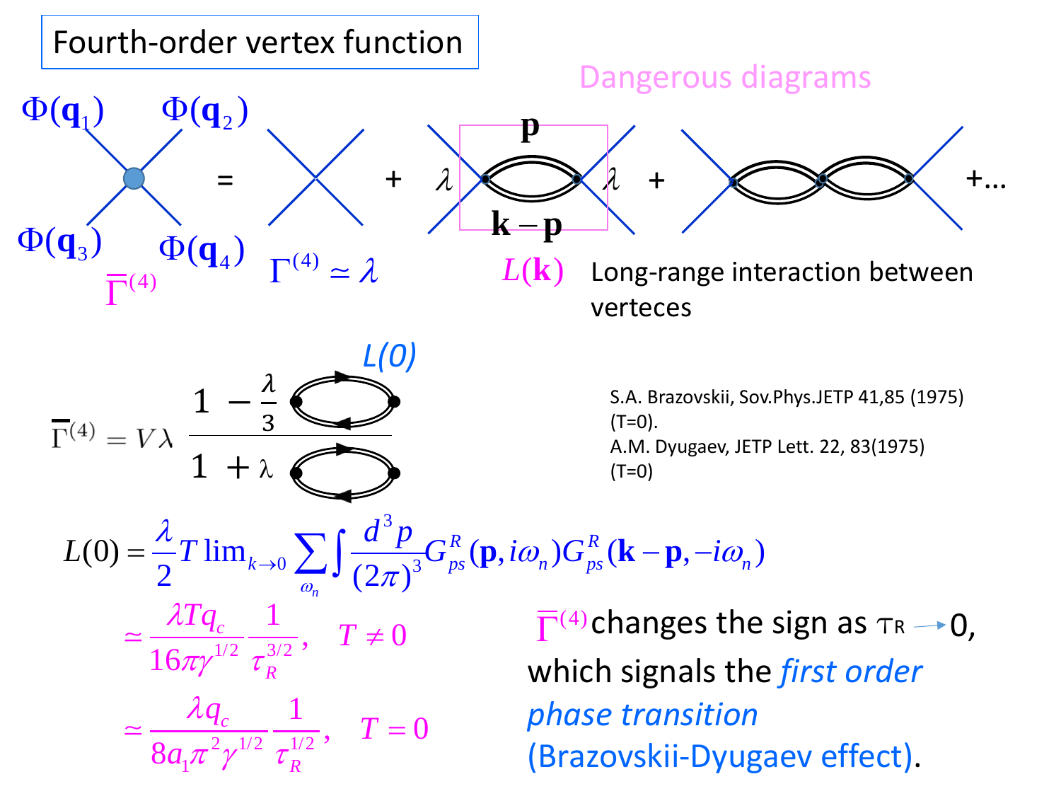# Fourth-order vertex function

Dangerous diagrams

$\Phi(\mathbf{q}_1)$ $\Phi(\mathbf{q}_2)$ $\Phi(\mathbf{q}_3)$ $\Phi(\mathbf{q}_4)$

$\overline{\Gamma}^{(4)}$ = (vertex) + (bubble: $\lambda$, $\mathbf{p}$, $\mathbf{k}-\mathbf{p}$, $\lambda$) + (double bubble) +...

$\Gamma^{(4)} \simeq \lambda$

$L(\mathbf{k})$ Long-range interaction between verteces

$$\overline{\Gamma}^{(4)} = V\lambda \frac{1 - \frac{\lambda}{3} L(0)}{1 + \lambda L(0)}$$

S.A. Brazovskii, Sov.Phys.JETP 41,85 (1975) (T=0).
A.M. Dyugaev, JETP Lett. 22, 83(1975) (T=0)

$$L(0) = \frac{\lambda}{2} T \lim_{k \to 0} \sum_{\omega_n} \int \frac{d^3 p}{(2\pi)^3} G^R_{ps}(\mathbf{p}, i\omega_n) G^R_{ps}(\mathbf{k}-\mathbf{p}, -i\omega_n)$$

$$\simeq \frac{\lambda T q_c}{16\pi \gamma^{1/2}} \frac{1}{\tau_R^{3/2}}, \quad T \neq 0$$

$$\simeq \frac{\lambda q_c}{8 a_1 \pi^2 \gamma^{1/2}} \frac{1}{\tau_R^{1/2}}, \quad T = 0$$

$\overline{\Gamma}^{(4)}$ changes the sign as $\tau_R \rightarrow 0$, which signals the *first order phase transition* (Brazovskii-Dyugaev effect).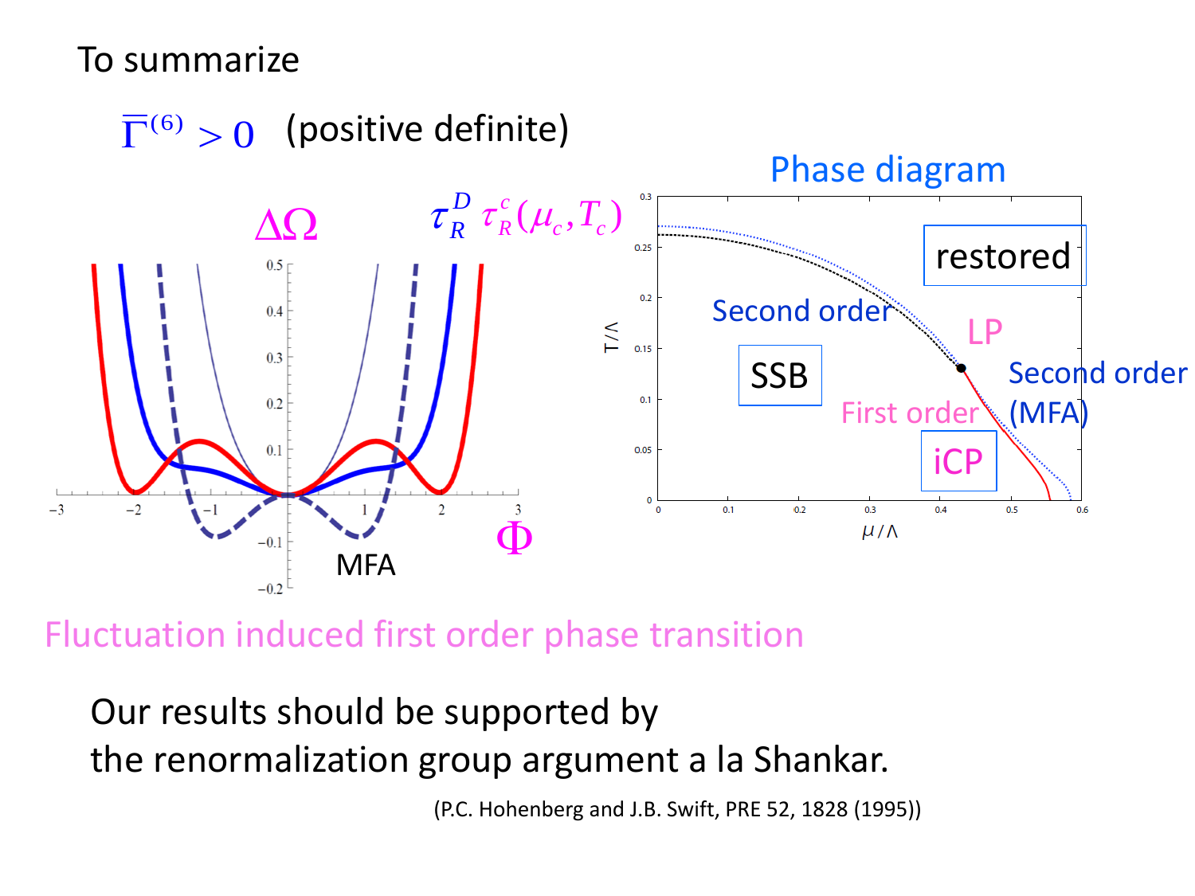To summarize

$\overline{\Gamma}^{(6)} > 0$ (positive definite)

$\Delta\Omega$ $\quad \tau_R^D \ \tau_R^c(\mu_c, T_c)$

MFA

$\Phi$

Phase diagram

restored

Second order

SSB

LP

Second order (MFA)

First order

iCP

$T/\Lambda$

$\mu/\Lambda$

Fluctuation induced first order phase transition

Our results should be supported by the renormalization group argument a la Shankar.

(P.C. Hohenberg and J.B. Swift, PRE 52, 1828 (1995))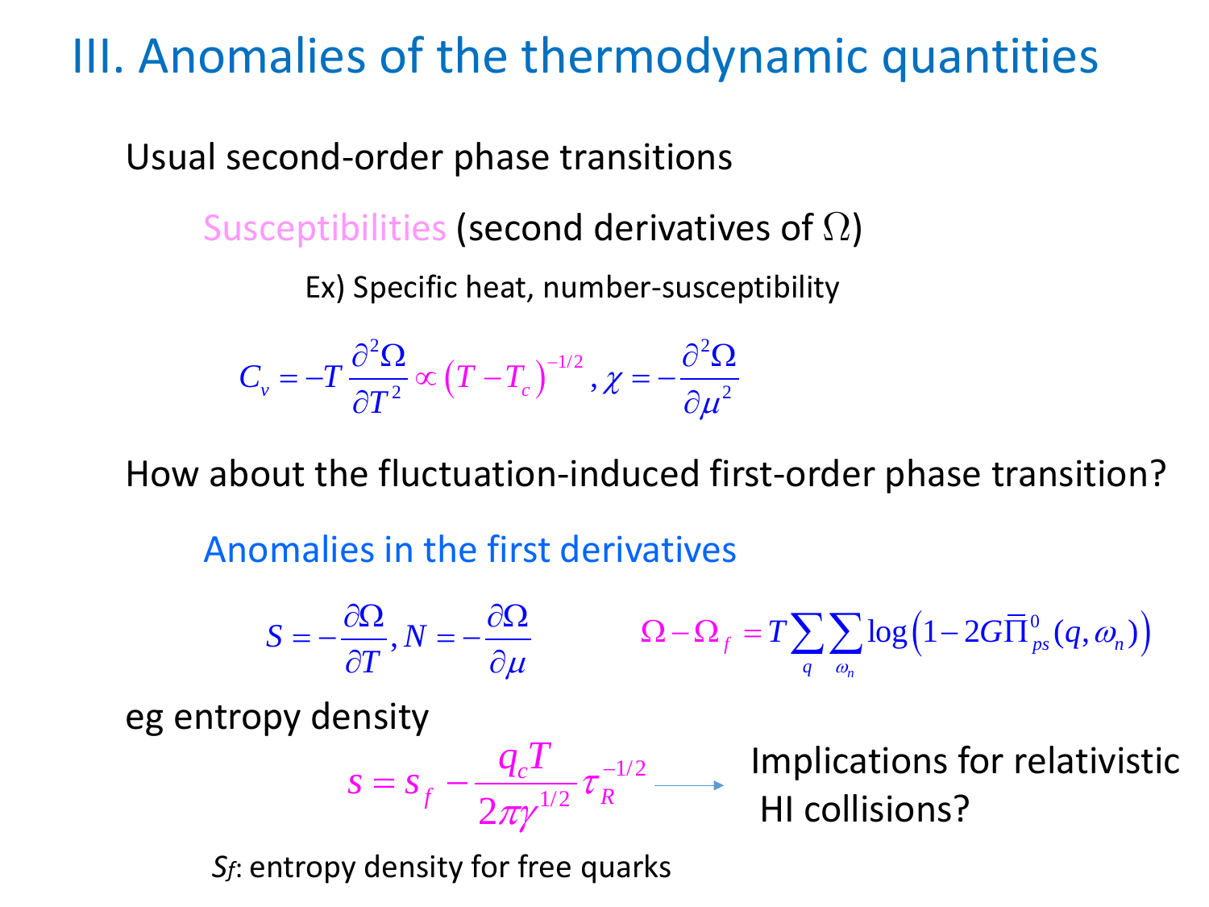# III. Anomalies of the thermodynamic quantities

Usual second-order phase transitions

Susceptibilities (second derivatives of $\Omega$)

Ex) Specific heat, number-susceptibility

$$C_v = -T\frac{\partial^2\Omega}{\partial T^2} \propto \left(T - T_c\right)^{-1/2}, \chi = -\frac{\partial^2\Omega}{\partial \mu^2}$$

How about the fluctuation-induced first-order phase transition?

Anomalies in the first derivatives

$$S = -\frac{\partial\Omega}{\partial T}, N = -\frac{\partial\Omega}{\partial \mu} \qquad \Omega - \Omega_f = T\sum_q \sum_{\omega_n} \log\left(1 - 2G\overline{\Pi}^0_{ps}(q, \omega_n)\right)$$

eg entropy density

$$s = s_f - \frac{q_c T}{2\pi\gamma^{1/2}}\tau_R^{-1/2}$$

→ Implications for relativistic HI collisions?

$S_f$: entropy density for free quarks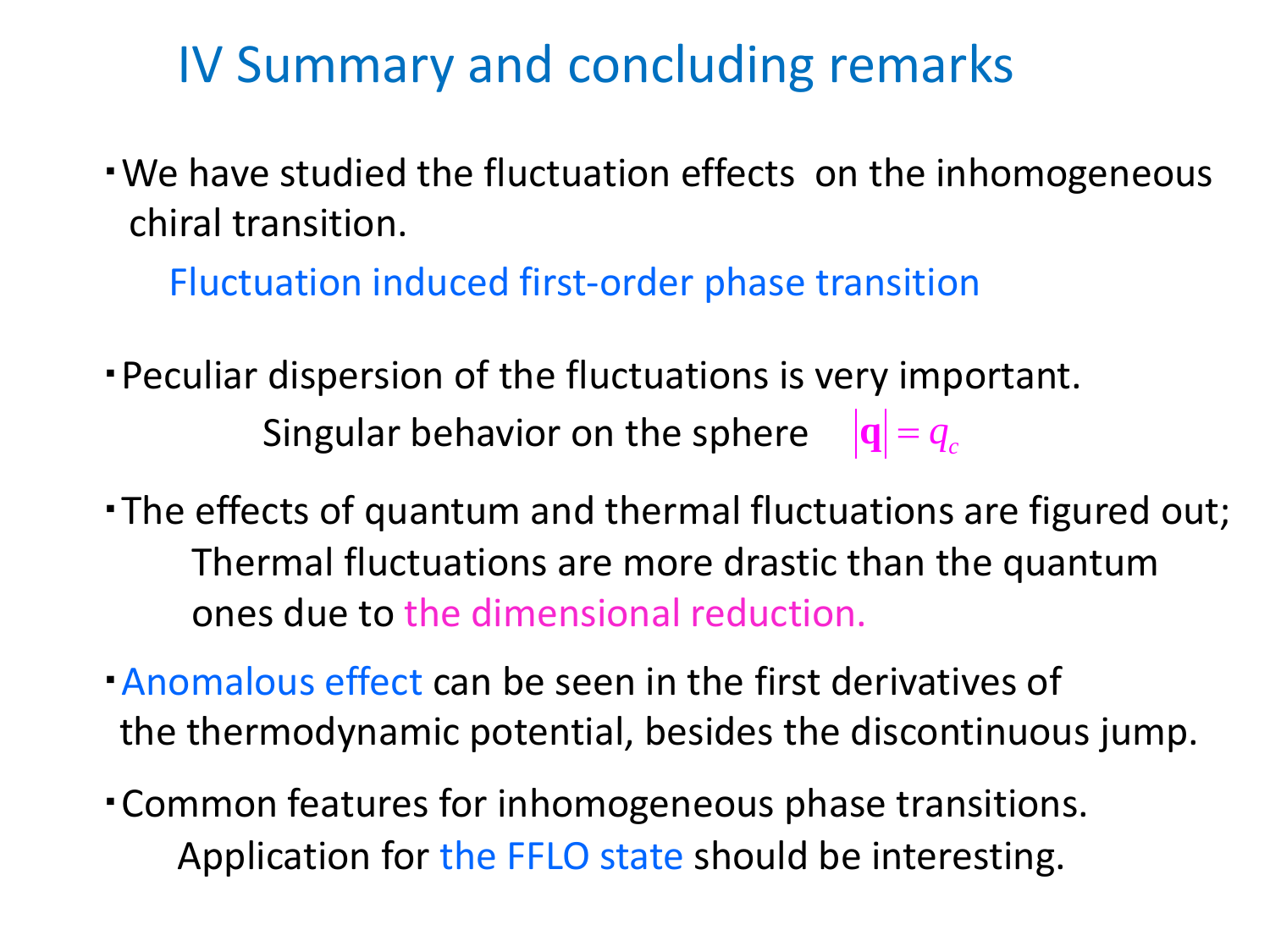# IV Summary and concluding remarks

- We have studied the fluctuation effects on the inhomogeneous chiral transition.

  Fluctuation induced first-order phase transition

- Peculiar dispersion of the fluctuations is very important.

  Singular behavior on the sphere $|\mathbf{q}| = q_c$

- The effects of quantum and thermal fluctuations are figured out;

  Thermal fluctuations are more drastic than the quantum ones due to the dimensional reduction.

- Anomalous effect can be seen in the first derivatives of the thermodynamic potential, besides the discontinuous jump.

- Common features for inhomogeneous phase transitions.

  Application for the FFLO state should be interesting.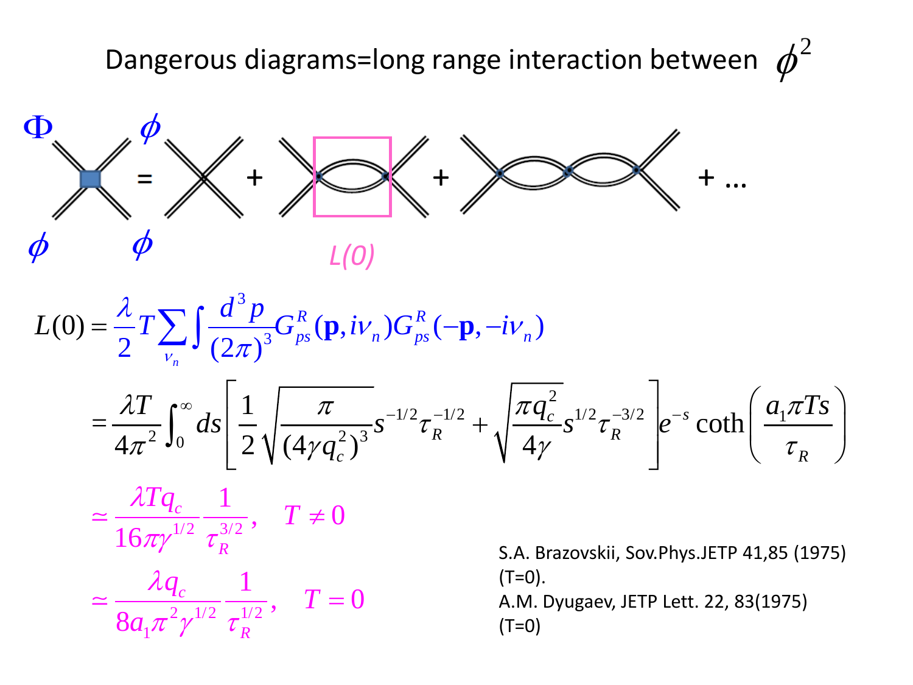# Dangerous diagrams=long range interaction between $\phi^2$

$\Phi$ $\phi$ $\phi$ $\phi$ = + + + ...

*L(0)*

$$L(0) = \frac{\lambda}{2} T \sum_{\nu_n} \int \frac{d^3 p}{(2\pi)^3} G_{ps}^R(\mathbf{p}, i\nu_n) G_{ps}^R(-\mathbf{p}, -i\nu_n)$$

$$= \frac{\lambda T}{4\pi^2} \int_0^\infty ds \left[ \frac{1}{2}\sqrt{\frac{\pi}{(4\gamma q_c^2)^3}} s^{-1/2} \tau_R^{-1/2} + \sqrt{\frac{\pi q_c^2}{4\gamma}} s^{1/2} \tau_R^{-3/2} \right] e^{-s} \coth\left(\frac{a_1 \pi T s}{\tau_R}\right)$$

$$\simeq \frac{\lambda T q_c}{16\pi\gamma^{1/2}} \frac{1}{\tau_R^{3/2}}, \quad T \neq 0$$

$$\simeq \frac{\lambda q_c}{8 a_1 \pi^2 \gamma^{1/2}} \frac{1}{\tau_R^{1/2}}, \quad T = 0$$

S.A. Brazovskii, Sov.Phys.JETP 41,85 (1975) (T=0).
A.M. Dyugaev, JETP Lett. 22, 83(1975) (T=0)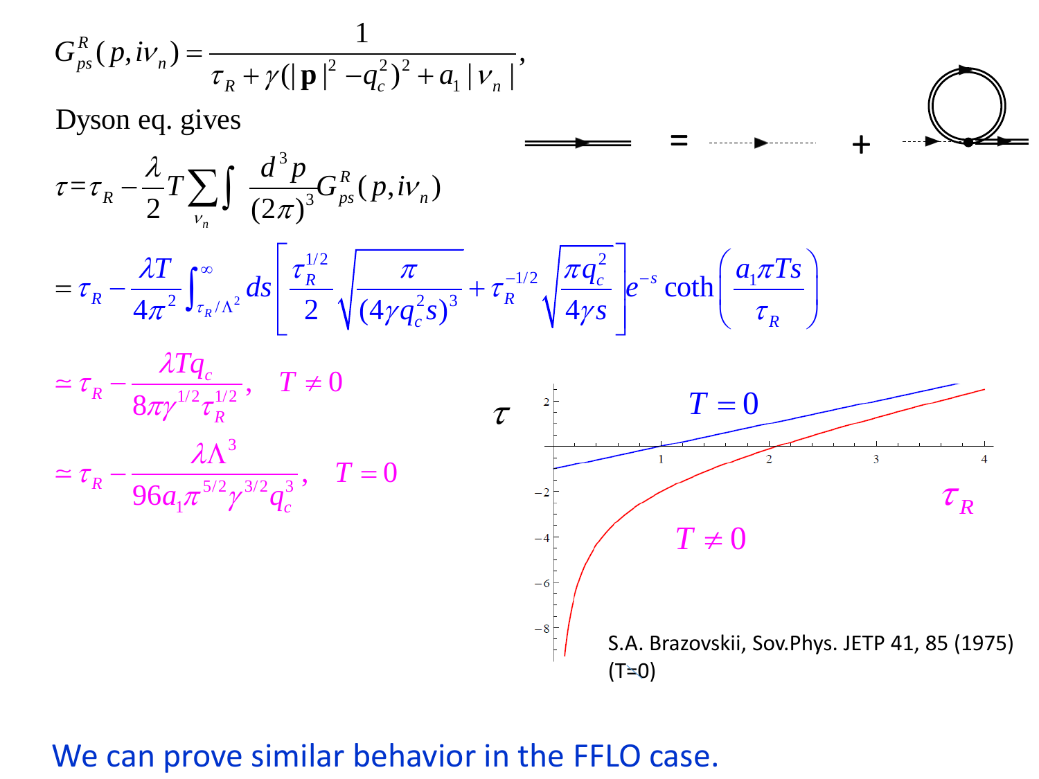$$G_{ps}^{R}(p, i\nu_n) = \frac{1}{\tau_R + \gamma(|\mathbf{p}|^2 - q_c^2)^2 + a_1|\nu_n|},$$

Dyson eq. gives

$$\tau = \tau_R - \frac{\lambda}{2} T \sum_{\nu_n} \int \frac{d^3 p}{(2\pi)^3} G_{ps}^{R}(p, i\nu_n)$$

$$= \tau_R - \frac{\lambda T}{4\pi^2} \int_{\tau_R/\Lambda^2}^{\infty} ds \left[ \frac{\tau_R^{1/2}}{2} \sqrt{\frac{\pi}{(4\gamma q_c^2 s)^3}} + \tau_R^{-1/2} \sqrt{\frac{\pi q_c^2}{4\gamma s}} \right] e^{-s} \coth\left( \frac{a_1 \pi T s}{\tau_R} \right)$$

$$\simeq \tau_R - \frac{\lambda T q_c}{8\pi \gamma^{1/2} \tau_R^{1/2}}, \quad T \neq 0$$

$$\simeq \tau_R - \frac{\lambda \Lambda^3}{96 a_1 \pi^{5/2} \gamma^{3/2} q_c^3}, \quad T = 0$$

S.A. Brazovskii, Sov.Phys. JETP 41, 85 (1975) (T=0)

We can prove similar behavior in the FFLO case.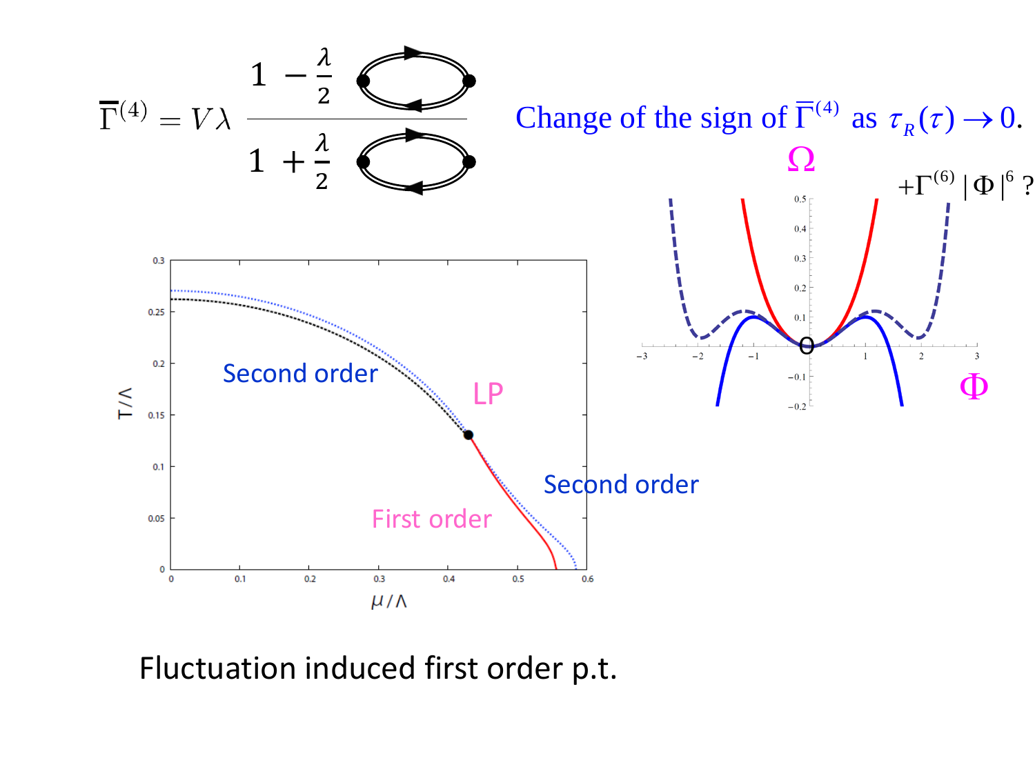$$\overline{\Gamma}^{(4)} = V\lambda \frac{1 - \frac{\lambda}{2} \text{(loop)}}{1 + \frac{\lambda}{2} \text{(loop)}}$$

Change of the sign of $\overline{\Gamma}^{(4)}$ as $\tau_R(\tau) \to 0$.

$\Omega$

$+\Gamma^{(6)} |\Phi|^6$ ?

$\Phi$

Second order

LP

First order

Second order

$T/\Lambda$

$\mu/\Lambda$

Fluctuation induced first order p.t.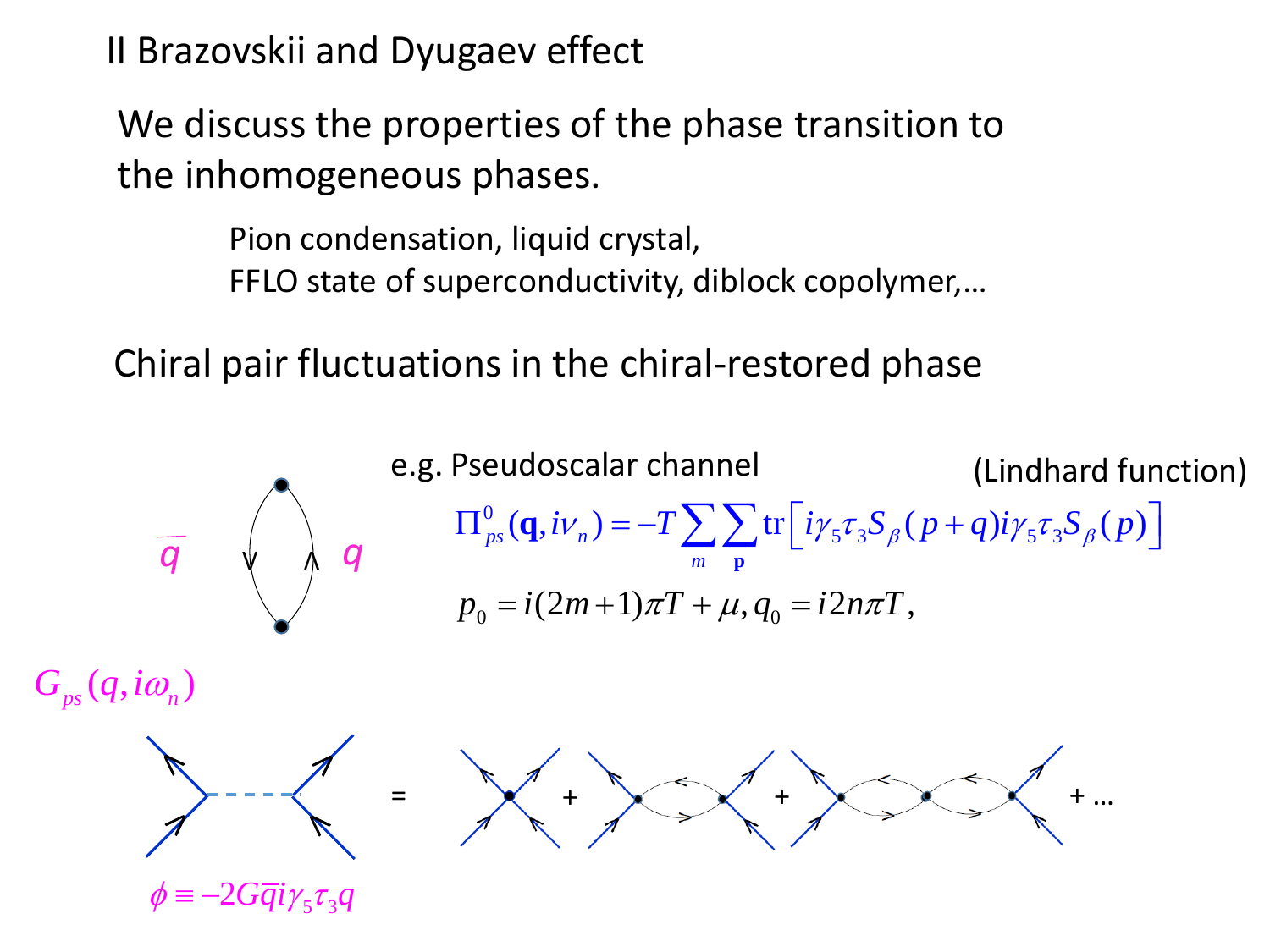# II Brazovskii and Dyugaev effect

We discuss the properties of the phase transition to the inhomogeneous phases.

Pion condensation, liquid crystal,
FFLO state of superconductivity, diblock copolymer,…

## Chiral pair fluctuations in the chiral-restored phase

e.g. Pseudoscalar channel (Lindhard function)

$$\Pi^0_{ps}(\mathbf{q}, i\nu_n) = -T\sum_m \sum_{\mathbf{p}} \mathrm{tr}\left[ i\gamma_5\tau_3 S_\beta(p+q) i\gamma_5\tau_3 S_\beta(p)\right]$$

$$p_0 = i(2m+1)\pi T + \mu, q_0 = i2n\pi T,$$

$\bar{q}$ $q$

$G_{ps}(q, i\omega_n)$

= + + + …

$\phi \equiv -2G\bar{q}i\gamma_5\tau_3 q$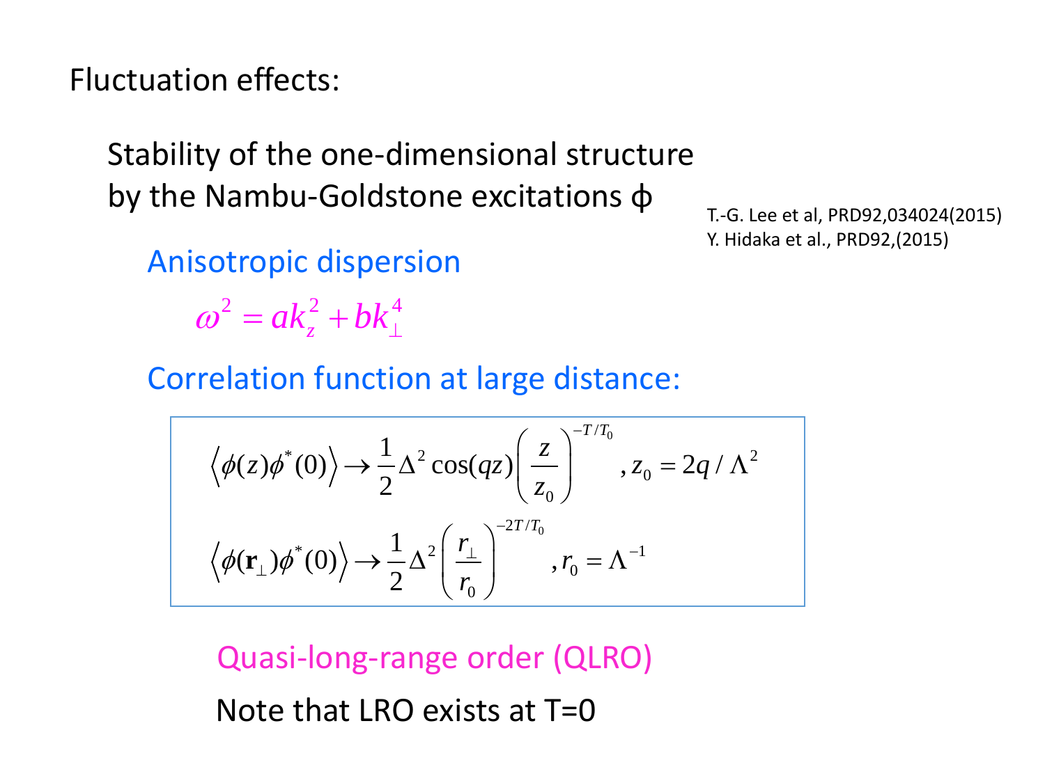# Fluctuation effects:

Stability of the one-dimensional structure by the Nambu-Goldstone excitations ϕ

T.-G. Lee et al, PRD92,034024(2015)
Y. Hidaka et al., PRD92,(2015)

Anisotropic dispersion

$$\omega^2 = ak_z^2 + bk_\perp^4$$

Correlation function at large distance:

$$\left\langle \phi(z)\phi^*(0) \right\rangle \rightarrow \frac{1}{2}\Delta^2 \cos(qz)\left(\frac{z}{z_0}\right)^{-T/T_0}, z_0 = 2q/\Lambda^2$$

$$\left\langle \phi(\mathbf{r}_\perp)\phi^*(0) \right\rangle \rightarrow \frac{1}{2}\Delta^2 \left(\frac{r_\perp}{r_0}\right)^{-2T/T_0}, r_0 = \Lambda^{-1}$$

Quasi-long-range order (QLRO)

Note that LRO exists at T=0